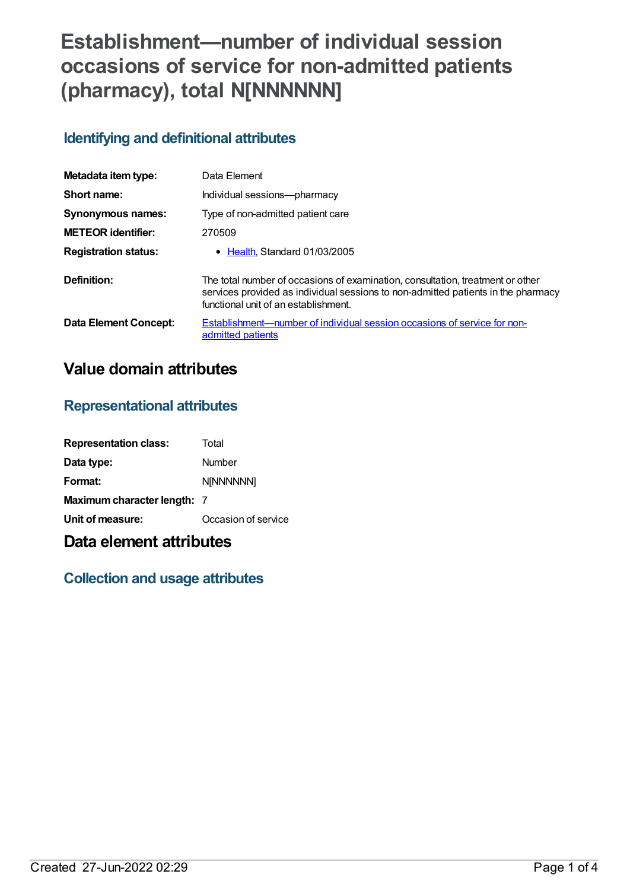# Establishment—number of individual session occasions of service for non-admitted patients (pharmacy), total N[NNNNNN]

## Identifying and definitional attributes

| | |
|---|---|
| **Metadata item type:** | Data Element |
| **Short name:** | Individual sessions—pharmacy |
| **Synonymous names:** | Type of non-admitted patient care |
| **METEOR identifier:** | 270509 |
| **Registration status:** | • Health, Standard 01/03/2005 |
| **Definition:** | The total number of occasions of examination, consultation, treatment or other services provided as individual sessions to non-admitted patients in the pharmacy functional unit of an establishment. |
| **Data Element Concept:** | Establishment—number of individual session occasions of service for non-admitted patients |

# Value domain attributes

## Representational attributes

| | |
|---|---|
| **Representation class:** | Total |
| **Data type:** | Number |
| **Format:** | N[NNNNNN] |
| **Maximum character length:** | 7 |
| **Unit of measure:** | Occasion of service |

# Data element attributes

## Collection and usage attributes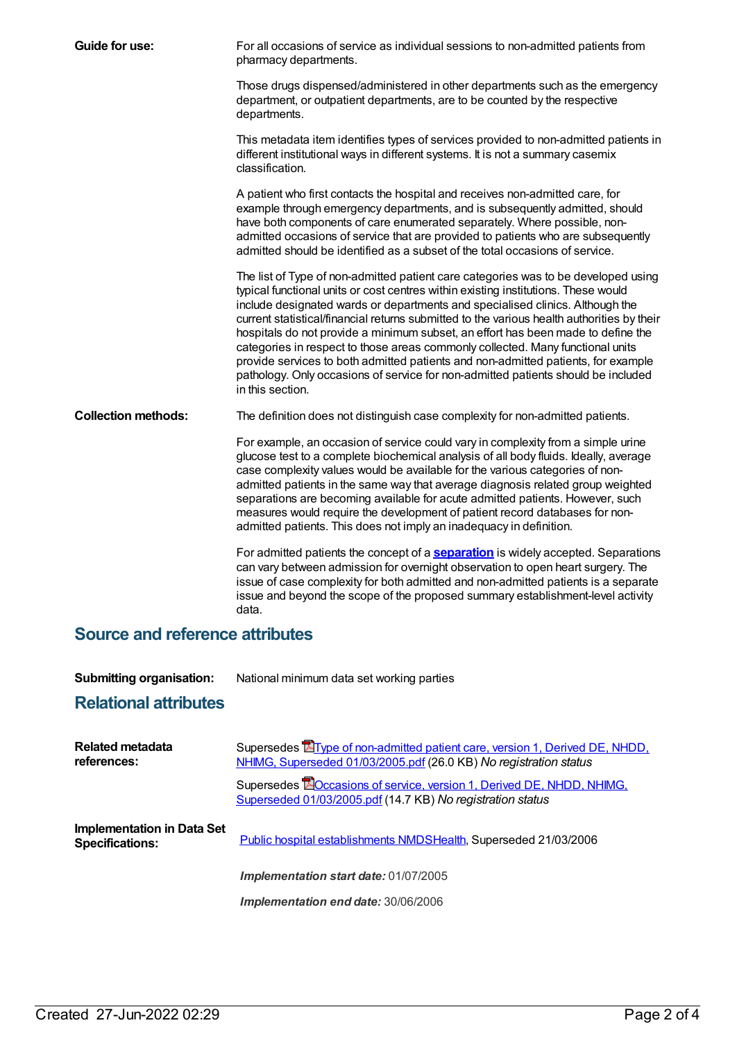**Guide for use:**

For all occasions of service as individual sessions to non-admitted patients from pharmacy departments.

Those drugs dispensed/administered in other departments such as the emergency department, or outpatient departments, are to be counted by the respective departments.

This metadata item identifies types of services provided to non-admitted patients in different institutional ways in different systems. It is not a summary casemix classification.

A patient who first contacts the hospital and receives non-admitted care, for example through emergency departments, and is subsequently admitted, should have both components of care enumerated separately. Where possible, non-admitted occasions of service that are provided to patients who are subsequently admitted should be identified as a subset of the total occasions of service.

The list of Type of non-admitted patient care categories was to be developed using typical functional units or cost centres within existing institutions. These would include designated wards or departments and specialised clinics. Although the current statistical/financial returns submitted to the various health authorities by their hospitals do not provide a minimum subset, an effort has been made to define the categories in respect to those areas commonly collected. Many functional units provide services to both admitted patients and non-admitted patients, for example pathology. Only occasions of service for non-admitted patients should be included in this section.

**Collection methods:**

The definition does not distinguish case complexity for non-admitted patients.

For example, an occasion of service could vary in complexity from a simple urine glucose test to a complete biochemical analysis of all body fluids. Ideally, average case complexity values would be available for the various categories of non-admitted patients in the same way that average diagnosis related group weighted separations are becoming available for acute admitted patients. However, such measures would require the development of patient record databases for non-admitted patients. This does not imply an inadequacy in definition.

For admitted patients the concept of a **separation** is widely accepted. Separations can vary between admission for overnight observation to open heart surgery. The issue of case complexity for both admitted and non-admitted patients is a separate issue and beyond the scope of the proposed summary establishment-level activity data.

## Source and reference attributes

**Submitting organisation:** National minimum data set working parties

## Relational attributes

**Related metadata references:**

Supersedes Type of non-admitted patient care, version 1, Derived DE, NHDD, NHIMG, Superseded 01/03/2005.pdf (26.0 KB) *No registration status*

Supersedes Occasions of service, version 1, Derived DE, NHDD, NHIMG, Superseded 01/03/2005.pdf (14.7 KB) *No registration status*

**Implementation in Data Set Specifications:**

Public hospital establishments NMDSHealth, Superseded 21/03/2006

***Implementation start date:*** 01/07/2005

***Implementation end date:*** 30/06/2006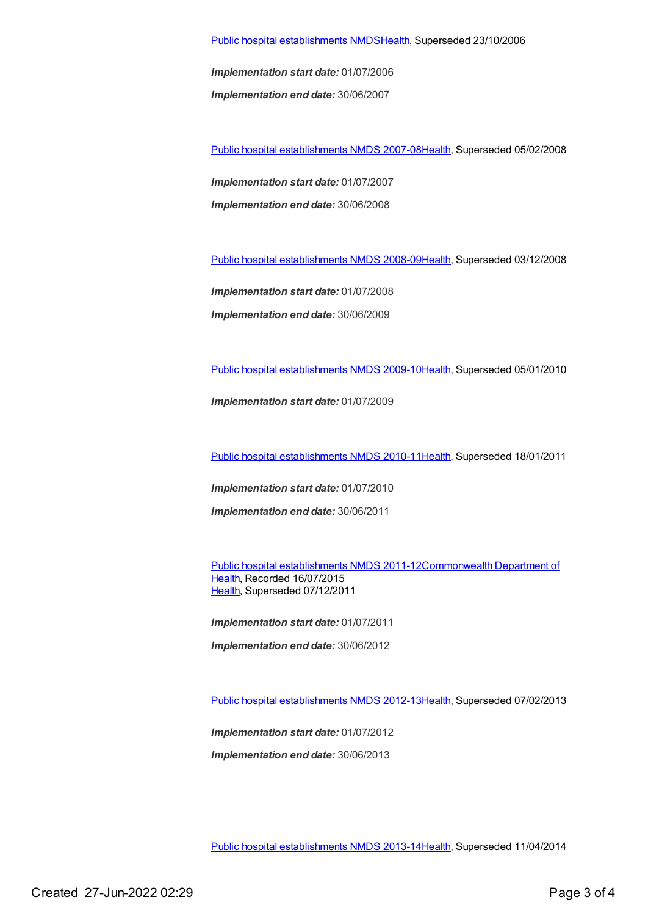Public hospital establishments NMDSHealth, Superseded 23/10/2006

***Implementation start date:*** 01/07/2006

***Implementation end date:*** 30/06/2007

Public hospital establishments NMDS 2007-08Health, Superseded 05/02/2008

***Implementation start date:*** 01/07/2007

***Implementation end date:*** 30/06/2008

Public hospital establishments NMDS 2008-09Health, Superseded 03/12/2008

***Implementation start date:*** 01/07/2008

***Implementation end date:*** 30/06/2009

Public hospital establishments NMDS 2009-10Health, Superseded 05/01/2010

***Implementation start date:*** 01/07/2009

Public hospital establishments NMDS 2010-11Health, Superseded 18/01/2011

***Implementation start date:*** 01/07/2010

***Implementation end date:*** 30/06/2011

Public hospital establishments NMDS 2011-12Commonwealth Department of Health, Recorded 16/07/2015
Health, Superseded 07/12/2011

***Implementation start date:*** 01/07/2011

***Implementation end date:*** 30/06/2012

Public hospital establishments NMDS 2012-13Health, Superseded 07/02/2013

***Implementation start date:*** 01/07/2012

***Implementation end date:*** 30/06/2013

Public hospital establishments NMDS 2013-14Health, Superseded 11/04/2014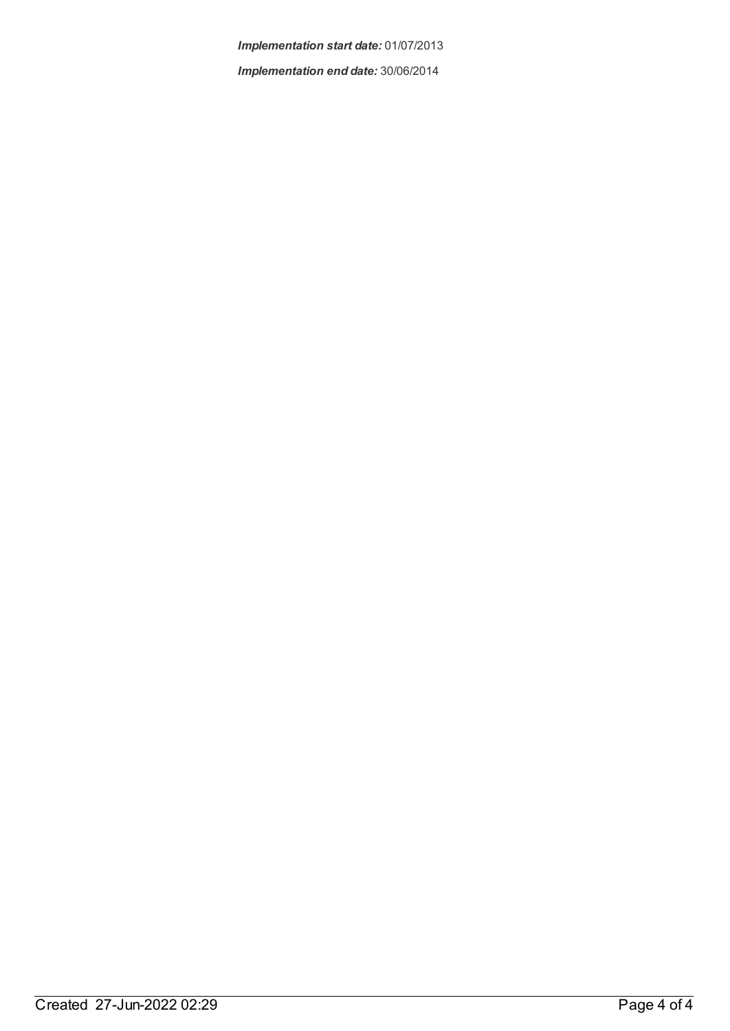***Implementation start date:*** 01/07/2013

***Implementation end date:*** 30/06/2014